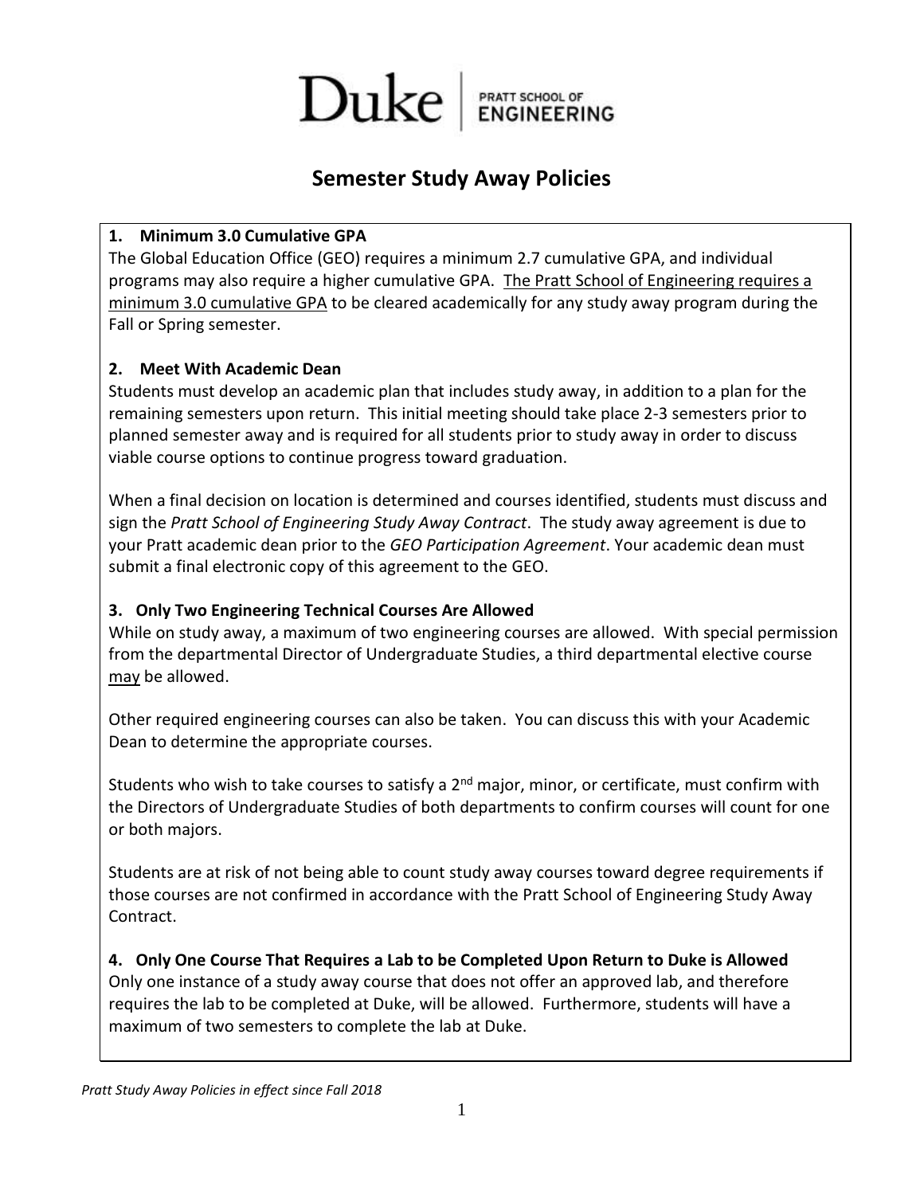# Duke | PRATT SCHOOL OF ENGINEERING

## Semester Study Away Policies

### 1. Minimum 3.0 Cumulative GPA

The Global Education Office (GEO) requires a minimum 2.7 cumulative GPA, and individual programs may also require a higher cumulative GPA. The Pratt School of Engineering requires a minimum 3.0 cumulative GPA to be cleared academically for any study away program during the Fall or Spring semester.

### 2. Meet With Academic Dean

Students must develop an academic plan that includes study away, in addition to a plan for the remaining semesters upon return. This initial meeting should take place 2-3 semesters prior to planned semester away and is required for all students prior to study away in order to discuss viable course options to continue progress toward graduation.

When a final decision on location is determined and courses identified, students must discuss and sign the *Pratt School of Engineering Study Away Contract*. The study away agreement is due to your Pratt academic dean prior to the *GEO Participation Agreement*. Your academic dean must submit a final electronic copy of this agreement to the GEO.

### 3. Only Two Engineering Technical Courses Are Allowed

While on study away, a maximum of two engineering courses are allowed. With special permission from the departmental Director of Undergraduate Studies, a third departmental elective course may be allowed.

Other required engineering courses can also be taken. You can discuss this with your Academic Dean to determine the appropriate courses.

Students who wish to take courses to satisfy a 2nd major, minor, or certificate, must confirm with the Directors of Undergraduate Studies of both departments to confirm courses will count for one or both majors.

Students are at risk of not being able to count study away courses toward degree requirements if those courses are not confirmed in accordance with the Pratt School of Engineering Study Away Contract.

### 4. Only One Course That Requires a Lab to be Completed Upon Return to Duke is Allowed

Only one instance of a study away course that does not offer an approved lab, and therefore requires the lab to be completed at Duke, will be allowed. Furthermore, students will have a maximum of two semesters to complete the lab at Duke.

*Pratt Study Away Policies in effect since Fall 2018*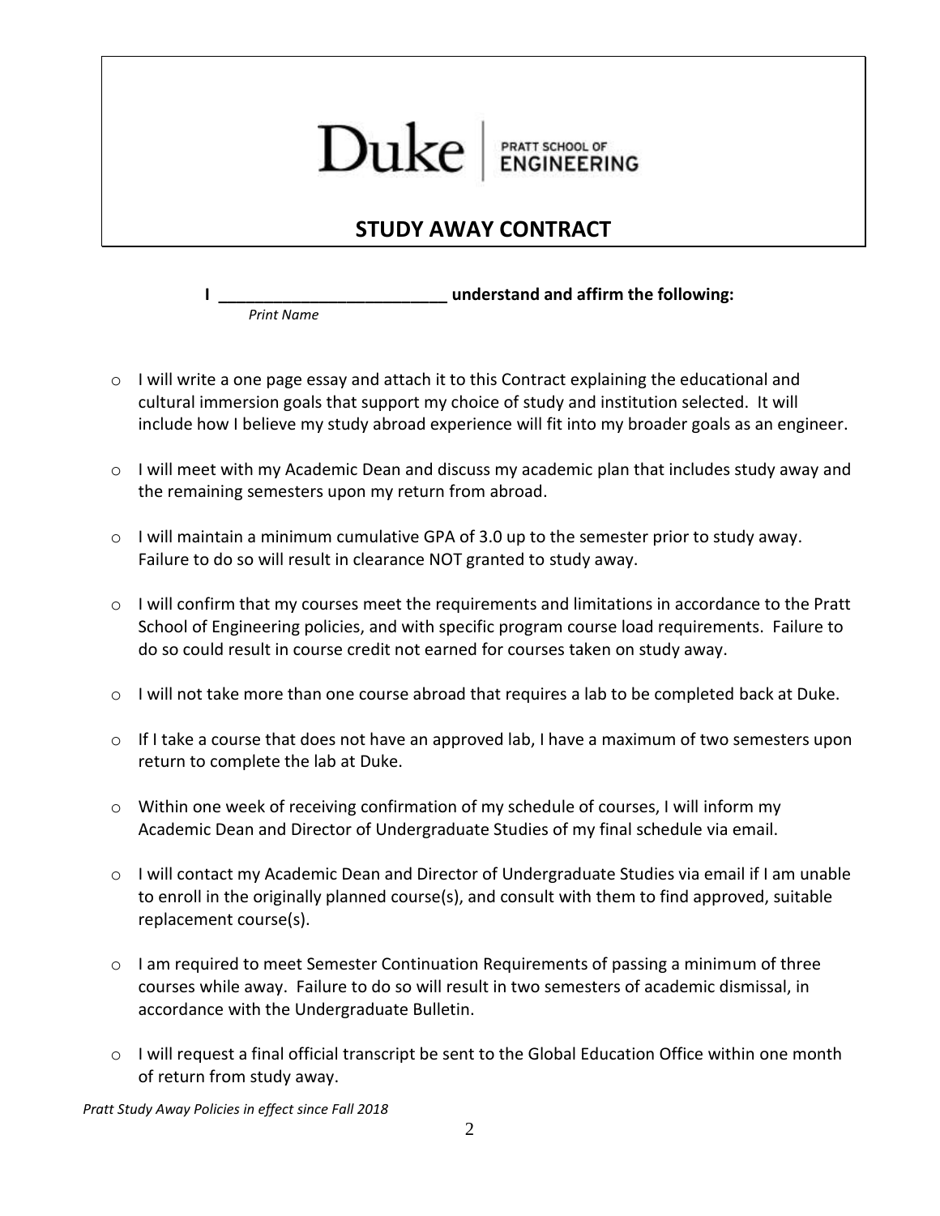Duke | PRATT SCHOOL OF ENGINEERING

# STUDY AWAY CONTRACT

**I \_\_\_\_\_\_\_\_\_\_\_\_\_\_\_\_\_\_\_\_\_\_\_\_\_\_ understand and affirm the following:**
*Print Name*

- I will write a one page essay and attach it to this Contract explaining the educational and cultural immersion goals that support my choice of study and institution selected. It will include how I believe my study abroad experience will fit into my broader goals as an engineer.
- I will meet with my Academic Dean and discuss my academic plan that includes study away and the remaining semesters upon my return from abroad.
- I will maintain a minimum cumulative GPA of 3.0 up to the semester prior to study away. Failure to do so will result in clearance NOT granted to study away.
- I will confirm that my courses meet the requirements and limitations in accordance to the Pratt School of Engineering policies, and with specific program course load requirements. Failure to do so could result in course credit not earned for courses taken on study away.
- I will not take more than one course abroad that requires a lab to be completed back at Duke.
- If I take a course that does not have an approved lab, I have a maximum of two semesters upon return to complete the lab at Duke.
- Within one week of receiving confirmation of my schedule of courses, I will inform my Academic Dean and Director of Undergraduate Studies of my final schedule via email.
- I will contact my Academic Dean and Director of Undergraduate Studies via email if I am unable to enroll in the originally planned course(s), and consult with them to find approved, suitable replacement course(s).
- I am required to meet Semester Continuation Requirements of passing a minimum of three courses while away. Failure to do so will result in two semesters of academic dismissal, in accordance with the Undergraduate Bulletin.
- I will request a final official transcript be sent to the Global Education Office within one month of return from study away.

*Pratt Study Away Policies in effect since Fall 2018*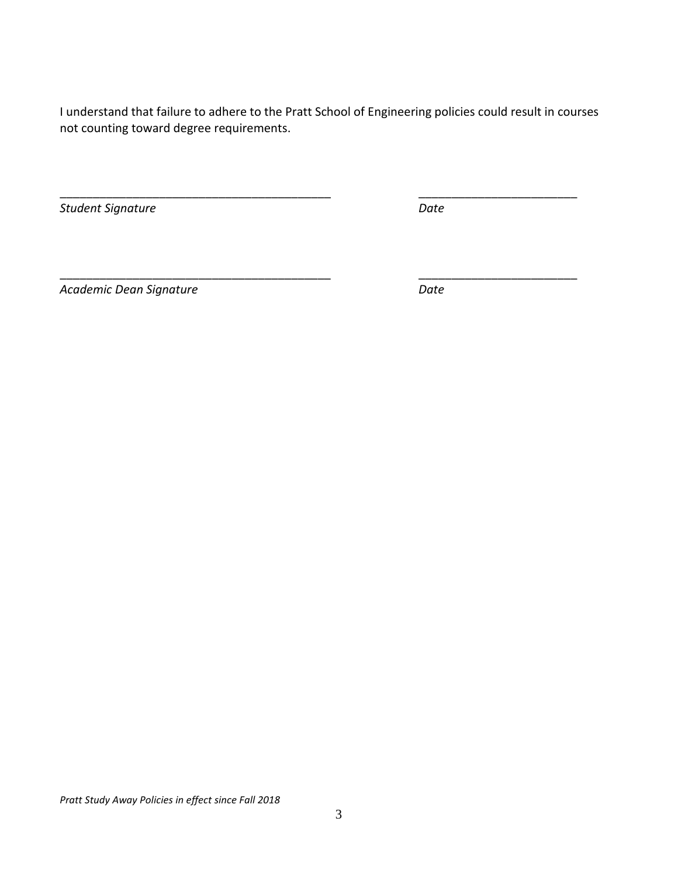I understand that failure to adhere to the Pratt School of Engineering policies could result in courses not counting toward degree requirements.

| | |
|---|---|
| ___________________________________________ | ________________________ |
| *Student Signature* | *Date* |
| ___________________________________________ | ________________________ |
| *Academic Dean Signature* | *Date* |

*Pratt Study Away Policies in effect since Fall 2018*